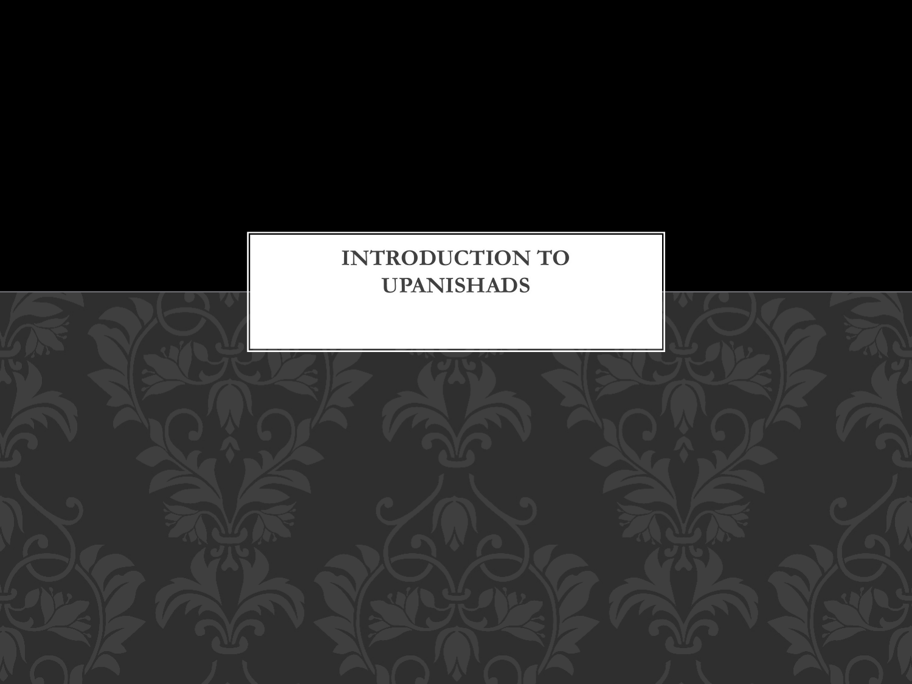# INTRODUCTION TO UPANISHADS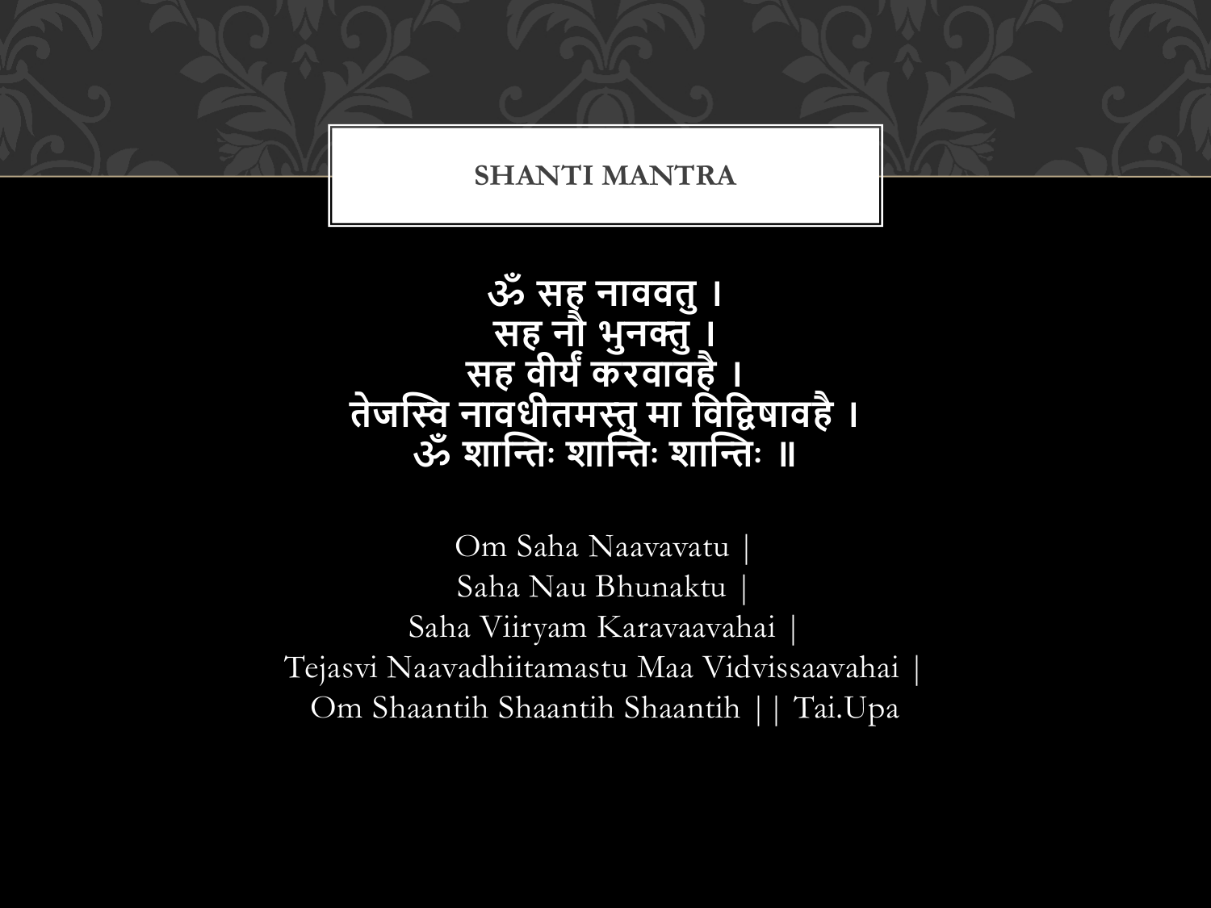# SHANTI MANTRA

ॐ सह नाववतु ।
सह नौ भुनक्तु ।
सह वीर्यं करवावहै ।
तेजस्वि नावधीतमस्तु मा विद्विषावहै ।
ॐ शान्तिः शान्तिः शान्तिः ॥

Om Saha Naavavatu |
Saha Nau Bhunaktu |
Saha Viiryam Karavaavahai |
Tejasvi Naavadhiitamastu Maa Vidvissaavahai |
Om Shaantih Shaantih Shaantih || Tai.Upa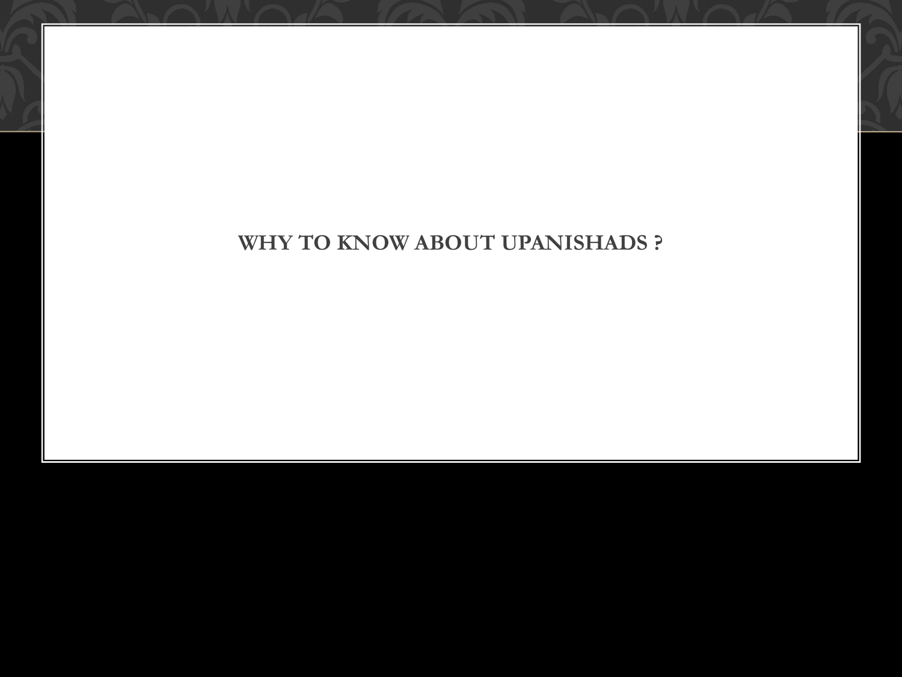# WHY TO KNOW ABOUT UPANISHADS ?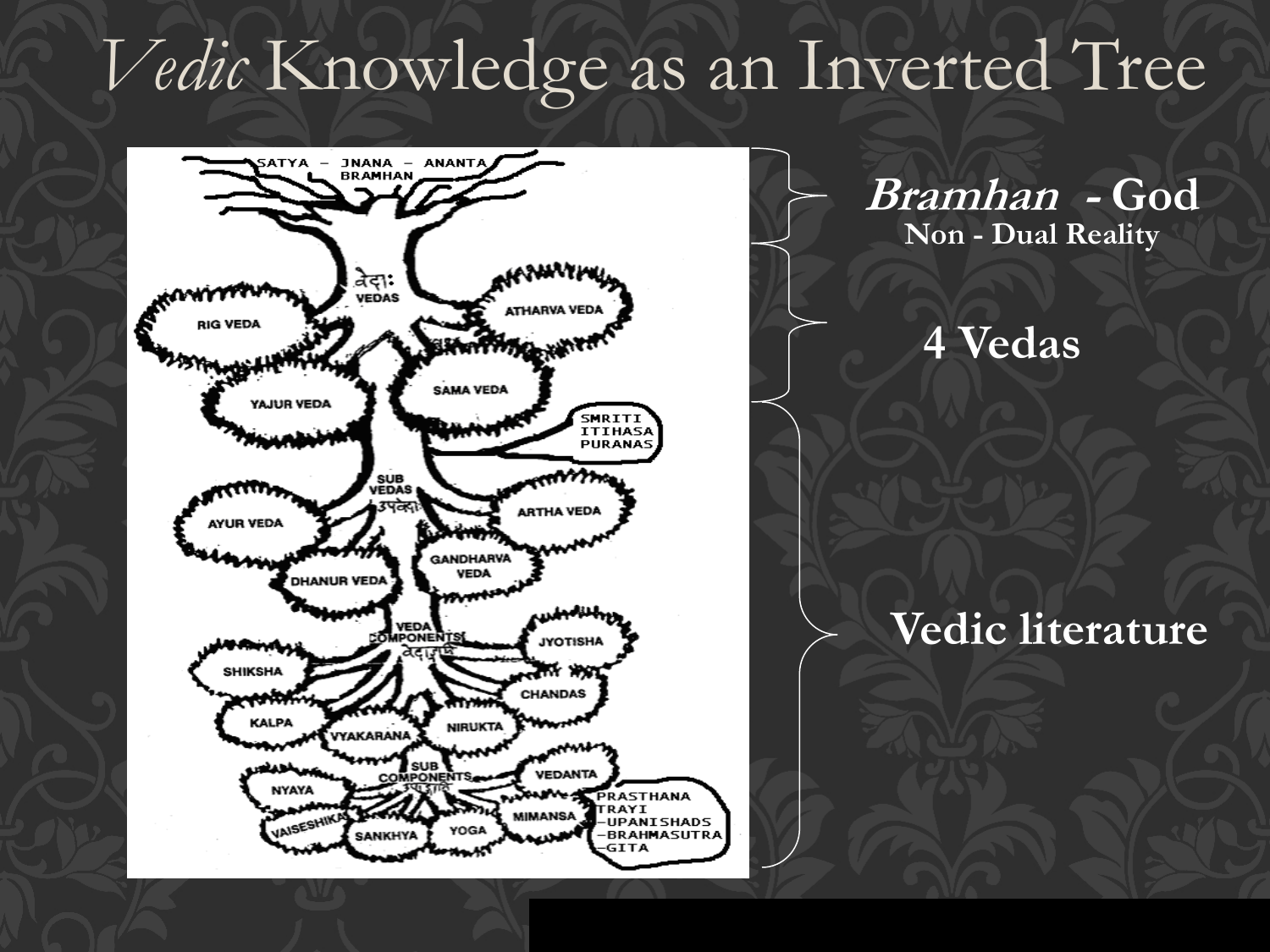# *Vedic* Knowledge as an Inverted Tree

SATYA – JNANA – ANANTA
BRAMHAN

वेदाः
VEDAS

RIG VEDA

ATHARVA VEDA

YAJUR VEDA

SAMA VEDA

SMRITI
ITIHASA
PURANAS

SUB
VEDAS
उपवेदाः

AYUR VEDA

ARTHA VEDA

DHANUR VEDA

GANDHARVA
VEDA

VEDA
COMPONENTS
वेदाङ्गानि

SHIKSHA

JYOTISHA

CHANDAS

KALPA

VYAKARANA

NIRUKTA

SUB
COMPONENTS
उपाङ्गानि

NYAYA

VEDANTA

VAISESHIKA

SANKHYA

YOGA

MIMANSA

PRASTHANA
TRAYI
–UPANISHADS
–BRAHMASUTRA
–GITA

***Bramhan* - God**
**Non - Dual Reality**

**4 Vedas**

**Vedic literature**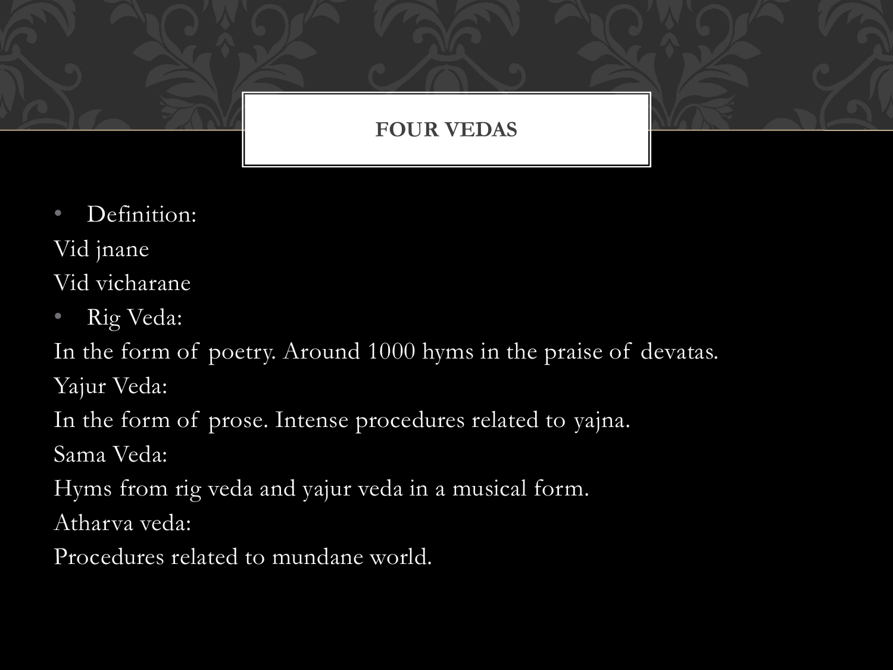# FOUR VEDAS

- Definition:

Vid jnane

Vid vicharane

- Rig Veda:

In the form of poetry. Around 1000 hyms in the praise of devatas.

Yajur Veda:

In the form of prose. Intense procedures related to yajna.

Sama Veda:

Hyms from rig veda and yajur veda in a musical form.

Atharva veda:

Procedures related to mundane world.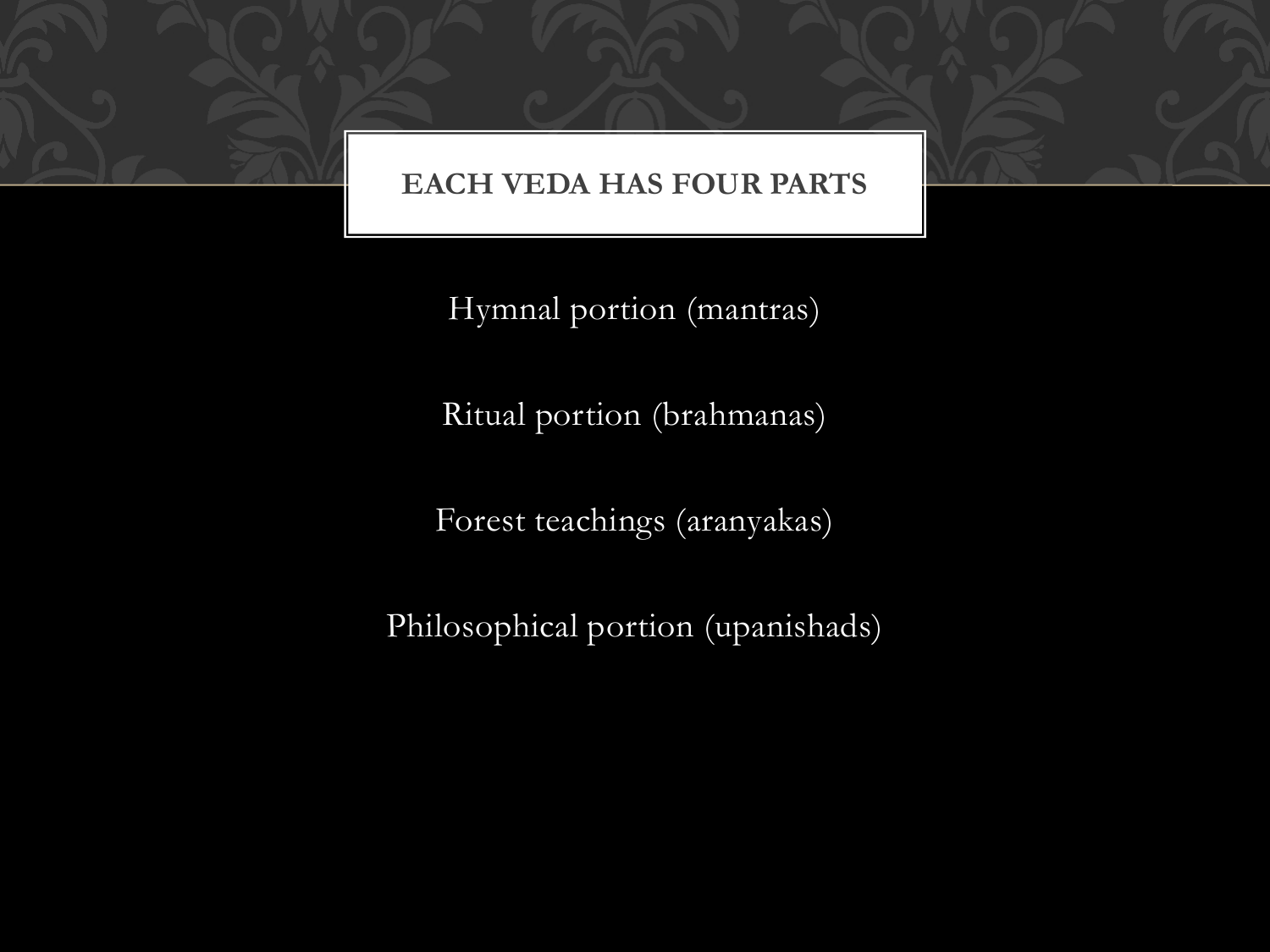# EACH VEDA HAS FOUR PARTS

Hymnal portion (mantras)

Ritual portion (brahmanas)

Forest teachings (aranyakas)

Philosophical portion (upanishads)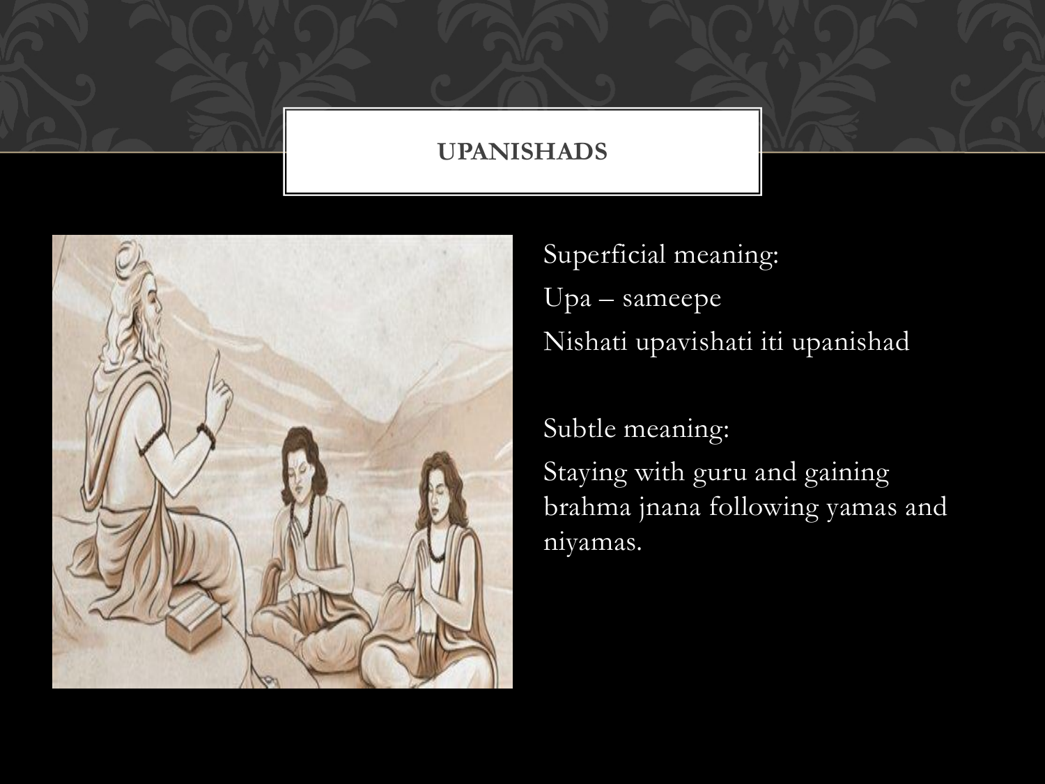# UPANISHADS

Superficial meaning:

Upa – sameepe

Nishati upavishati iti upanishad

Subtle meaning:

Staying with guru and gaining brahma jnana following yamas and niyamas.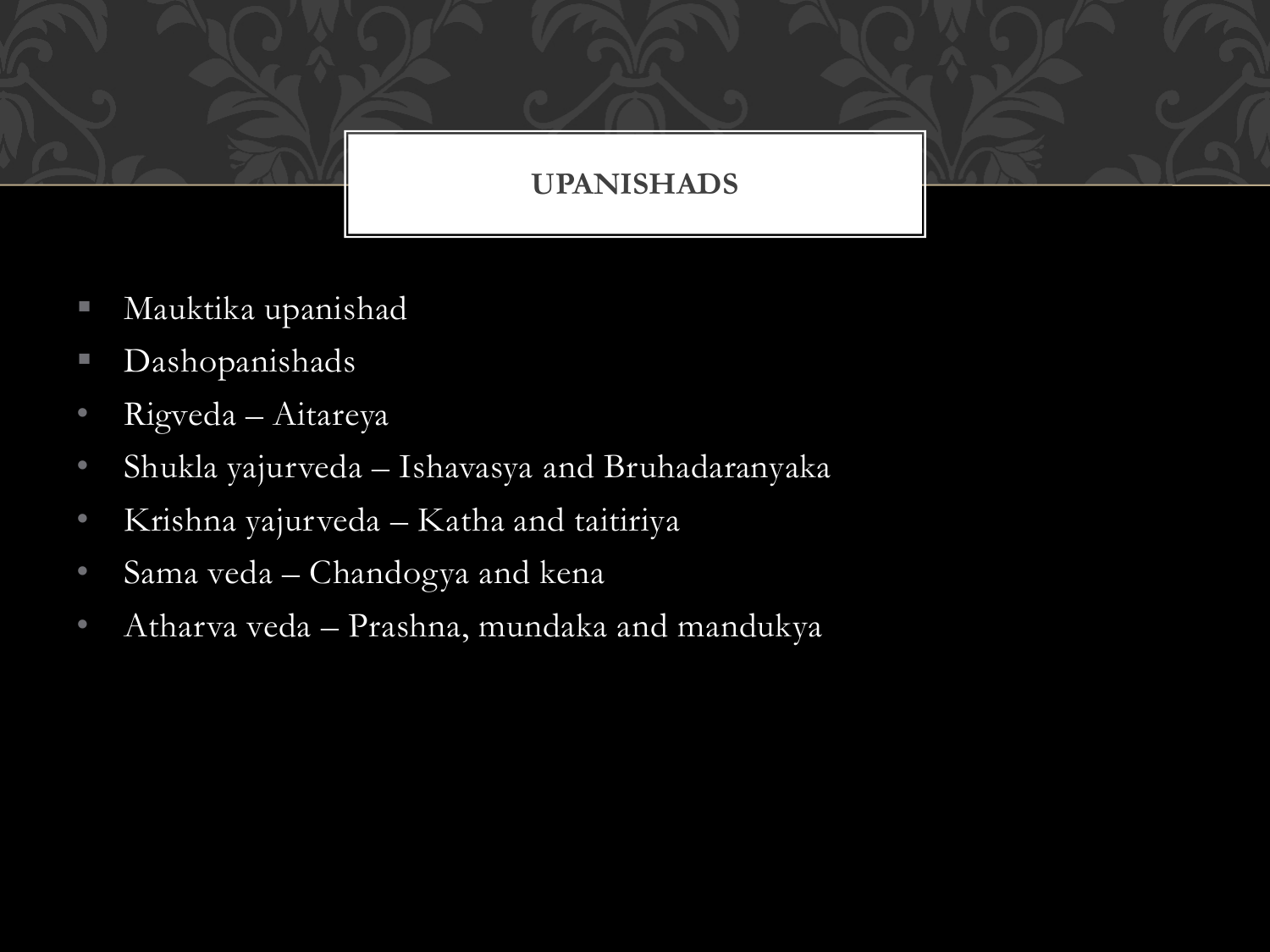# UPANISHADS

- Mauktika upanishad
- Dashopanishads
  - Rigveda – Aitareya
  - Shukla yajurveda – Ishavasya and Bruhadaranyaka
  - Krishna yajurveda – Katha and taitiriya
  - Sama veda – Chandogya and kena
  - Atharva veda – Prashna, mundaka and mandukya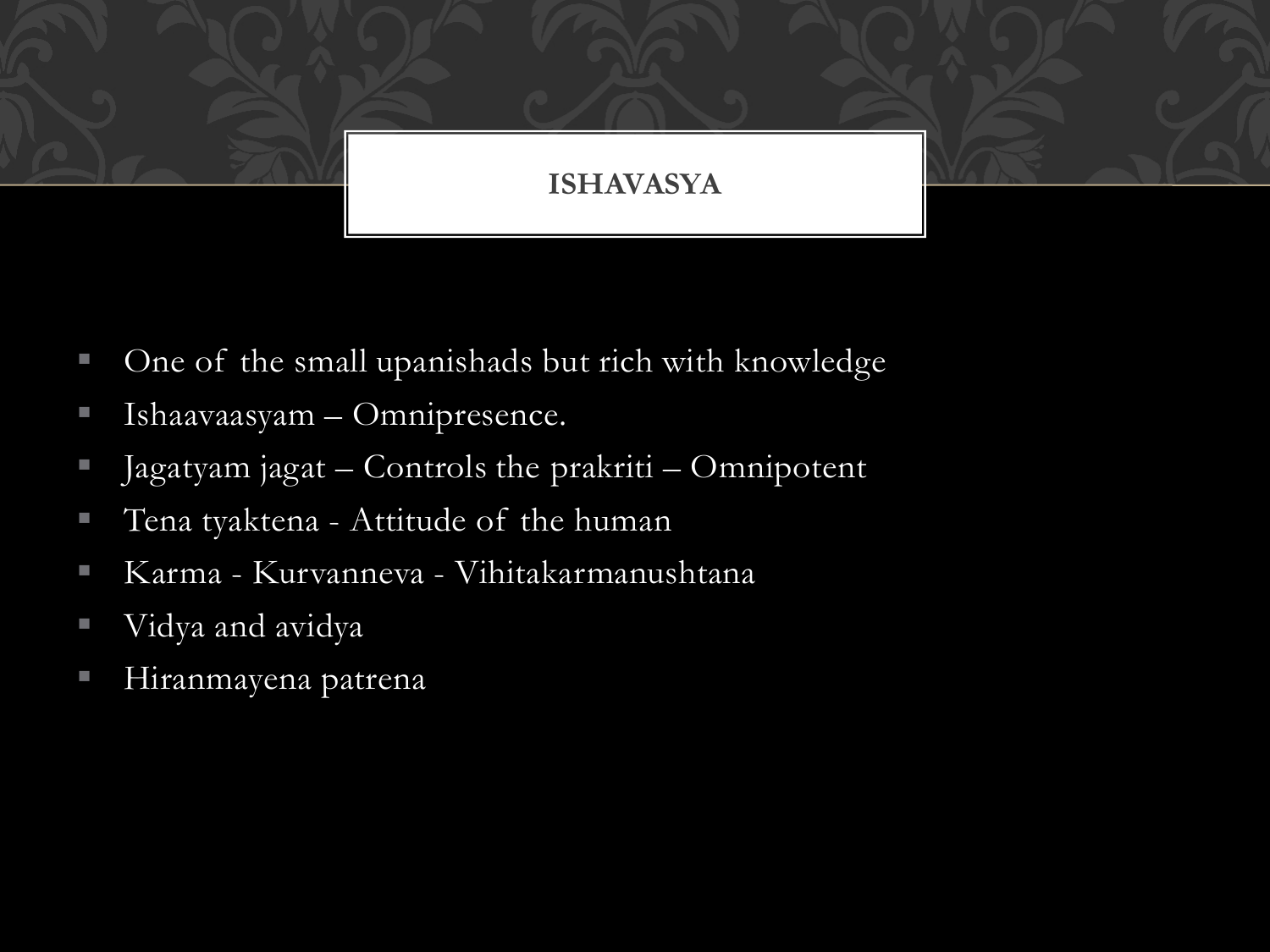# ISHAVASYA

- One of the small upanishads but rich with knowledge
- Ishaavaasyam – Omnipresence.
- Jagatyam jagat – Controls the prakriti – Omnipotent
- Tena tyaktena - Attitude of the human
- Karma - Kurvanneva - Vihitakarmanushtana
- Vidya and avidya
- Hiranmayena patrena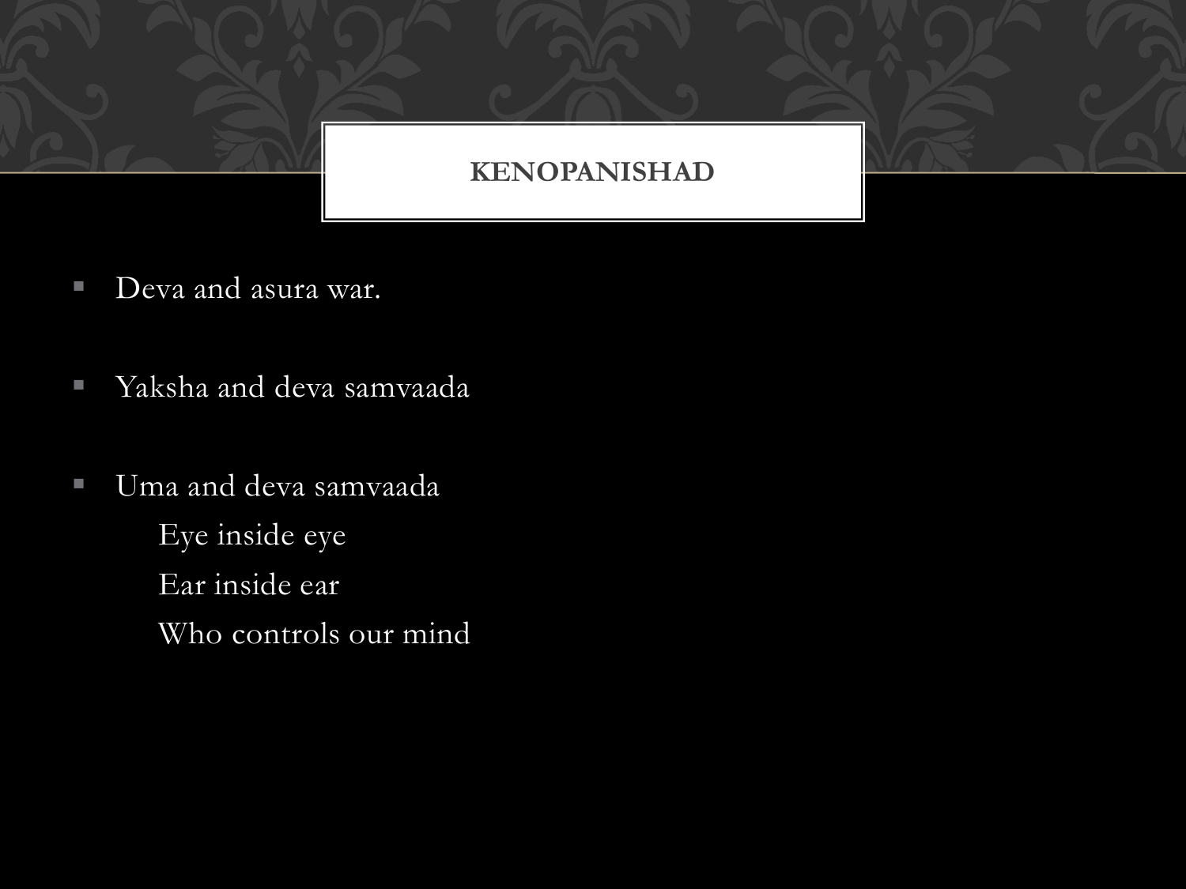# KENOPANISHAD

- Deva and asura war.
- Yaksha and deva samvaada
- Uma and deva samvaada
  - Eye inside eye
  - Ear inside ear
  - Who controls our mind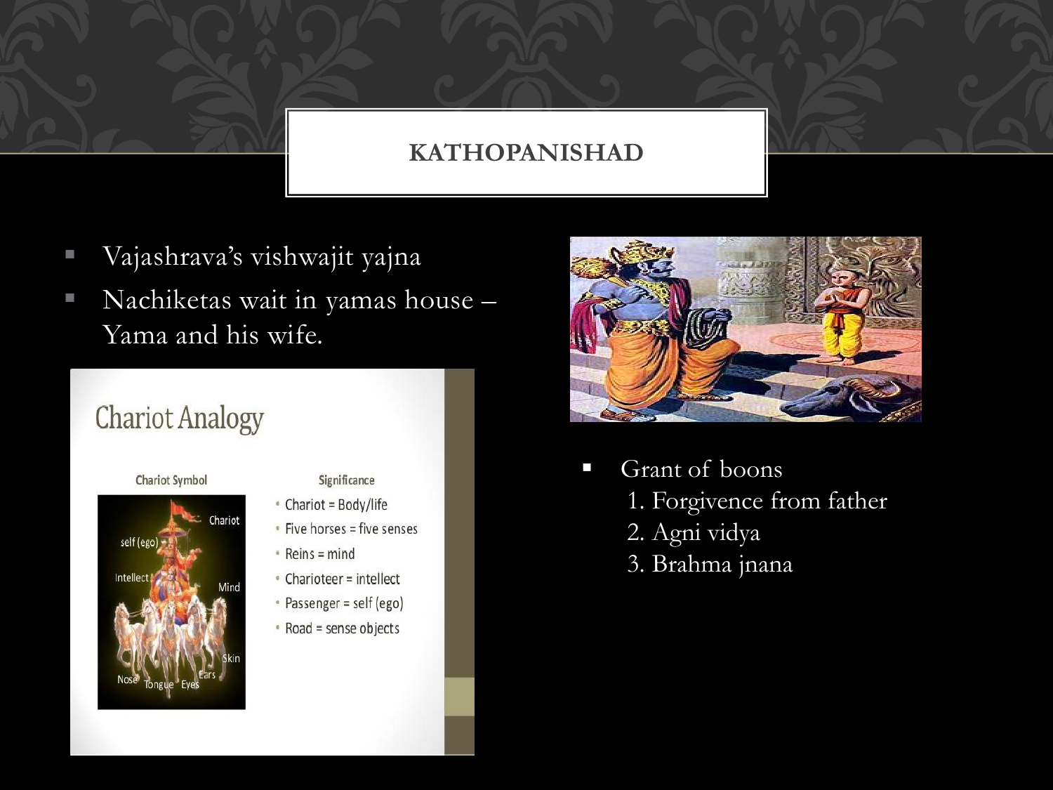# KATHOPANISHAD

- Vajashrava's vishwajit yajna
- Nachiketas wait in yamas house – Yama and his wife.

## Chariot Analogy

**Chariot Symbol**

**Significance**

- Chariot = Body/life
- Five horses = five senses
- Reins = mind
- Charioteer = intellect
- Passenger = self (ego)
- Road = sense objects

- Grant of boons
  1. Forgivence from father
  2. Agni vidya
  3. Brahma jnana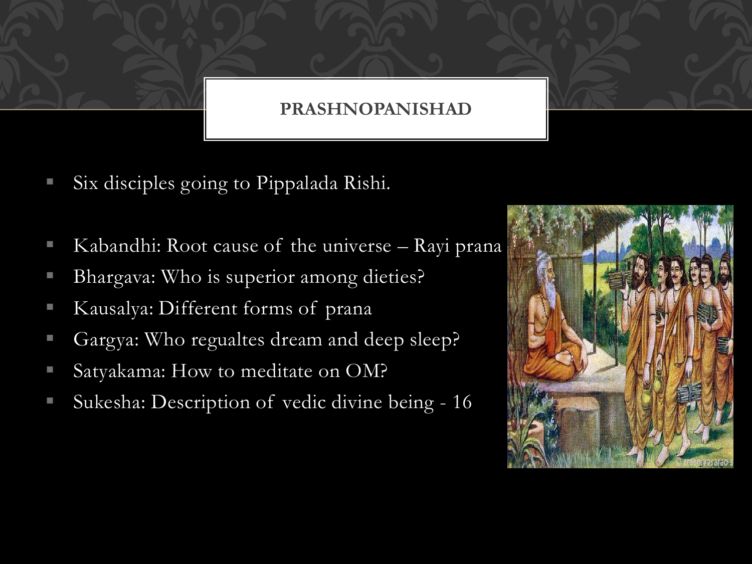# PRASHNOPANISHAD

- Six disciples going to Pippalada Rishi.

- Kabandhi: Root cause of the universe – Rayi prana
- Bhargava: Who is superior among dieties?
- Kausalya: Different forms of prana
- Gargya: Who regualtes dream and deep sleep?
- Satyakama: How to meditate on OM?
- Sukesha: Description of vedic divine being - 16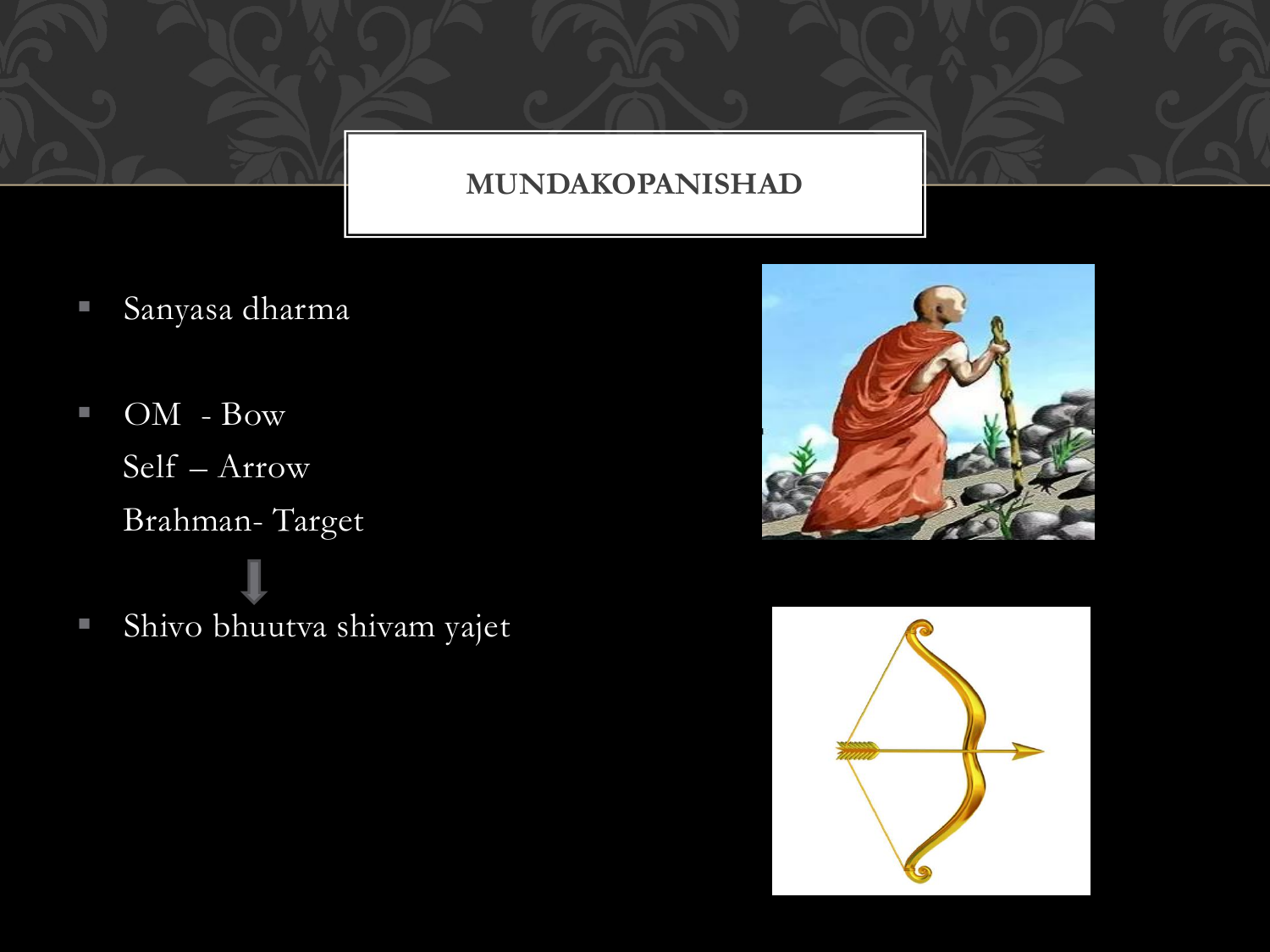# MUNDAKOPANISHAD

- Sanyasa dharma

- OM - Bow
  Self – Arrow
  Brahman- Target
  ↓
- Shivo bhuutva shivam yajet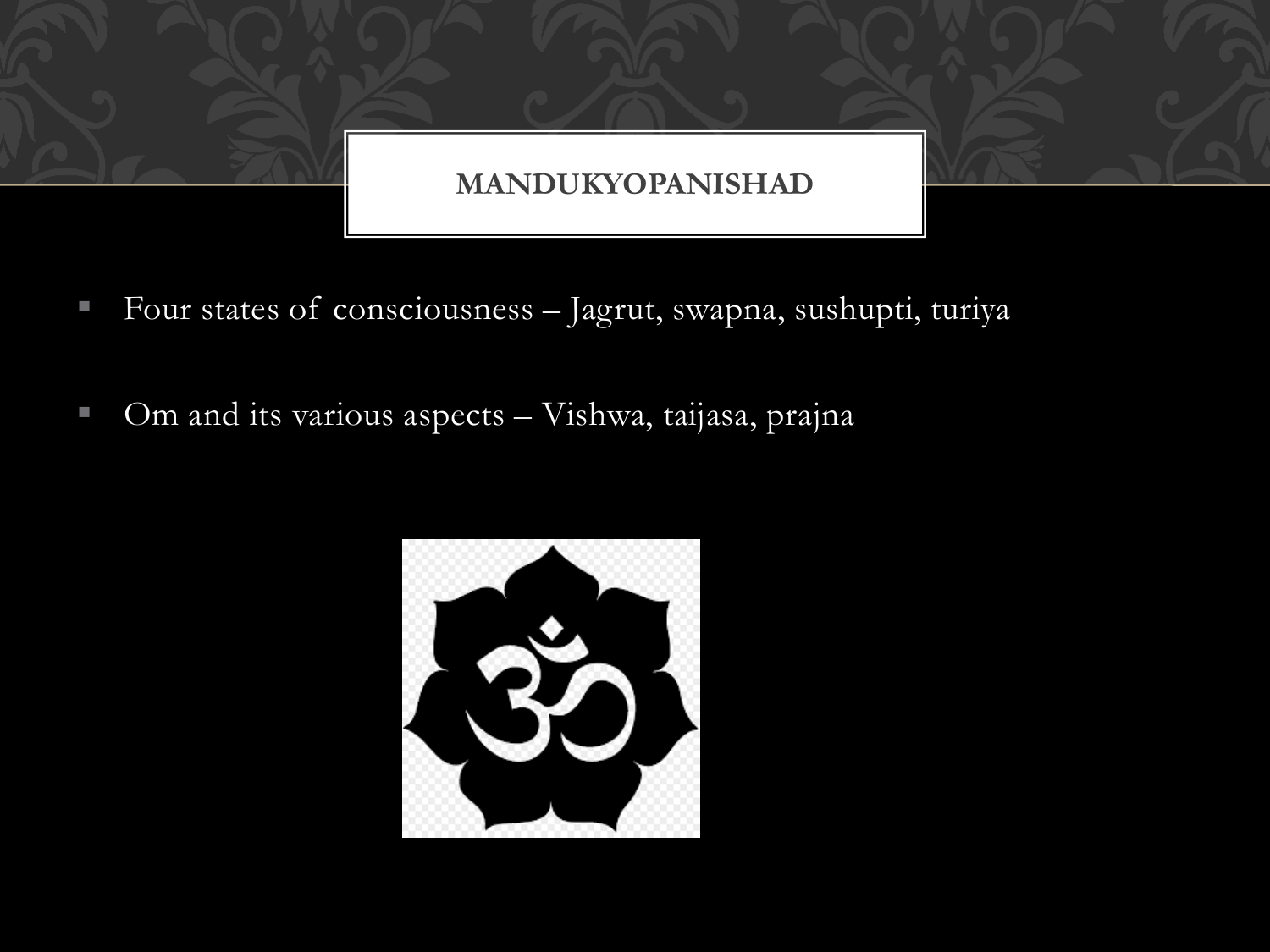## MANDUKYOPANISHAD

- Four states of consciousness – Jagrut, swapna, sushupti, turiya
- Om and its various aspects – Vishwa, taijasa, prajna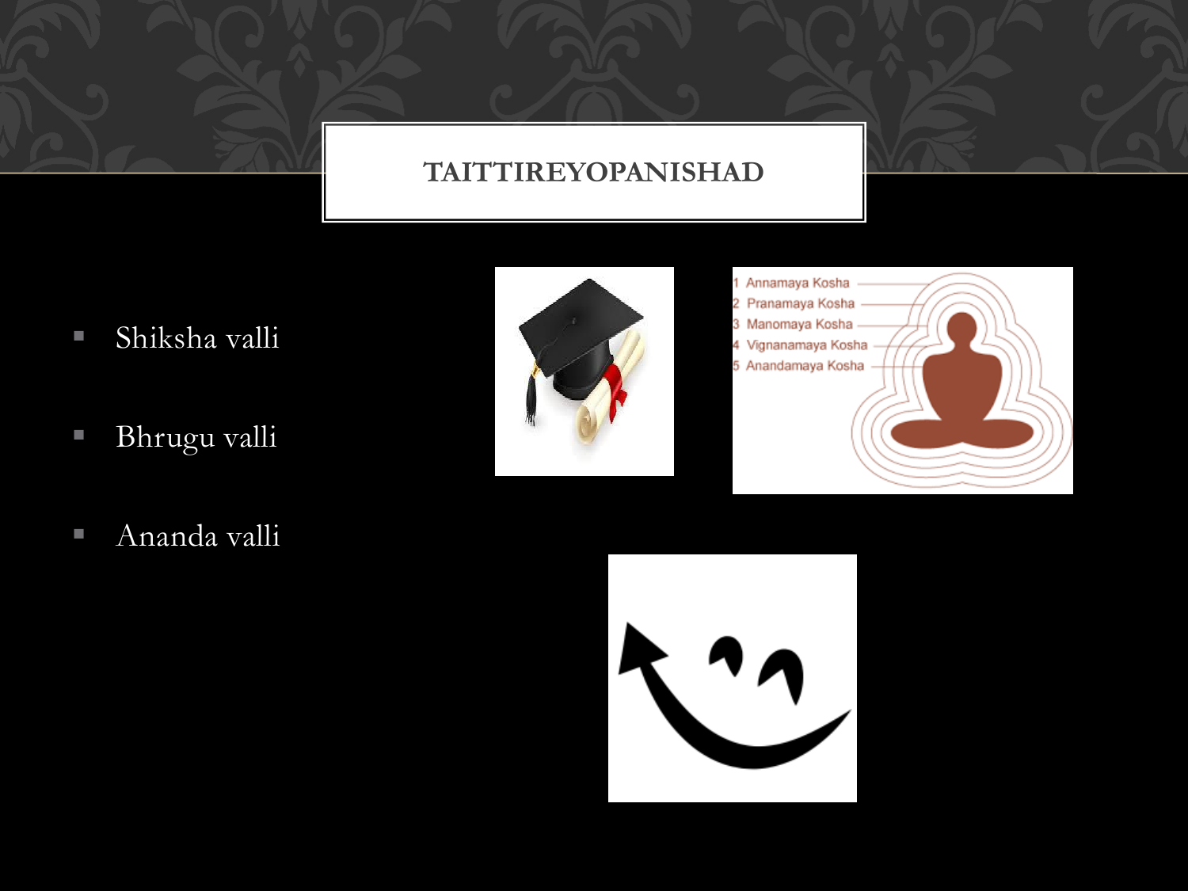# TAITTIREYOPANISHAD

- Shiksha valli
- Bhrugu valli
- Ananda valli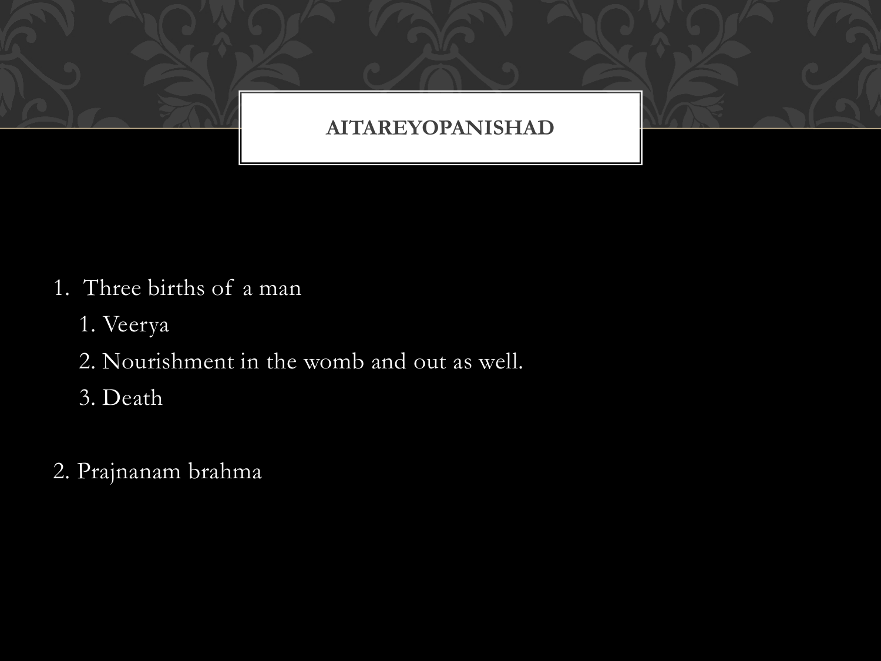# AITAREYOPANISHAD

1. Three births of a man
    1. Veerya
    2. Nourishment in the womb and out as well.
    3. Death

2. Prajnanam brahma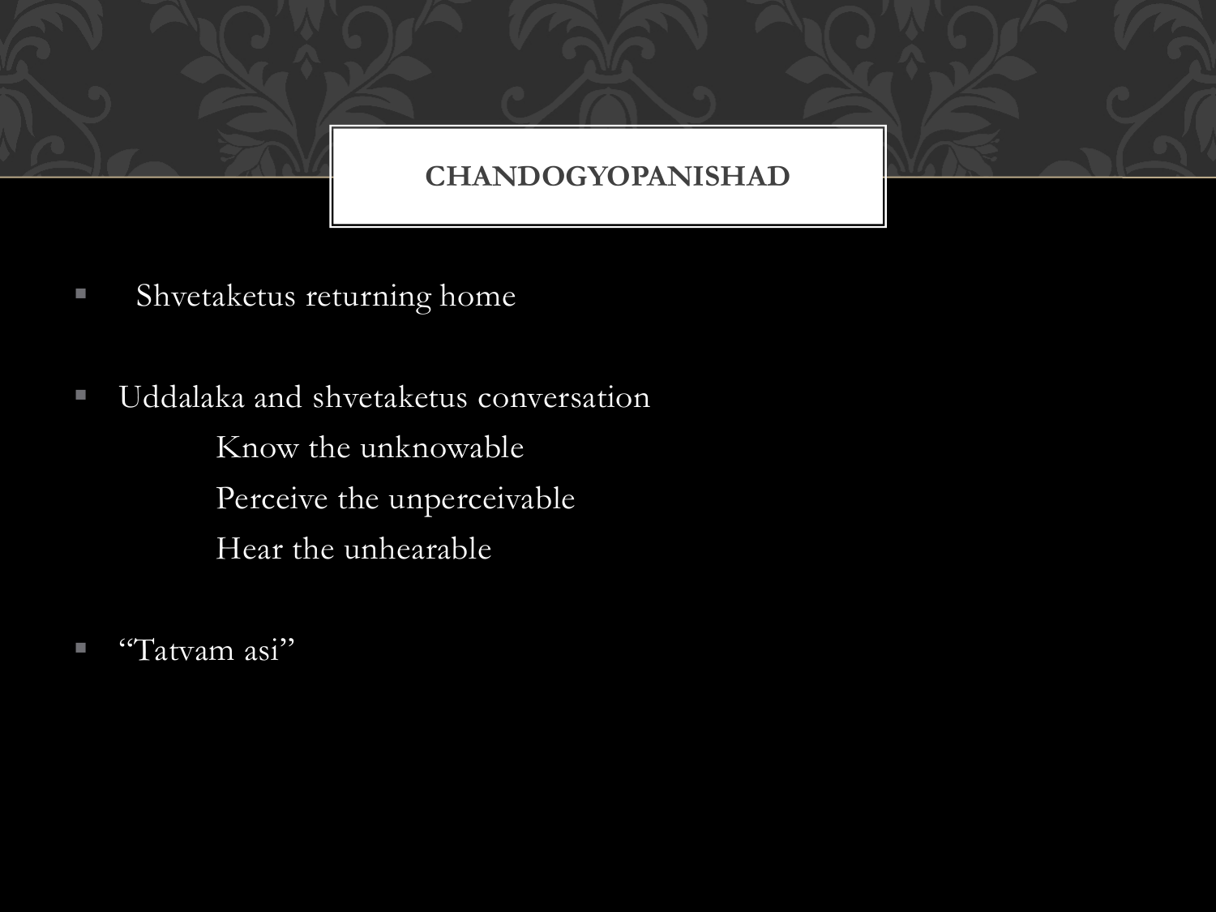# CHANDOGYOPANISHAD

- Shvetaketus returning home
- Uddalaka and shvetaketus conversation
  - Know the unknowable
  - Perceive the unperceivable
  - Hear the unhearable
- "Tatvam asi"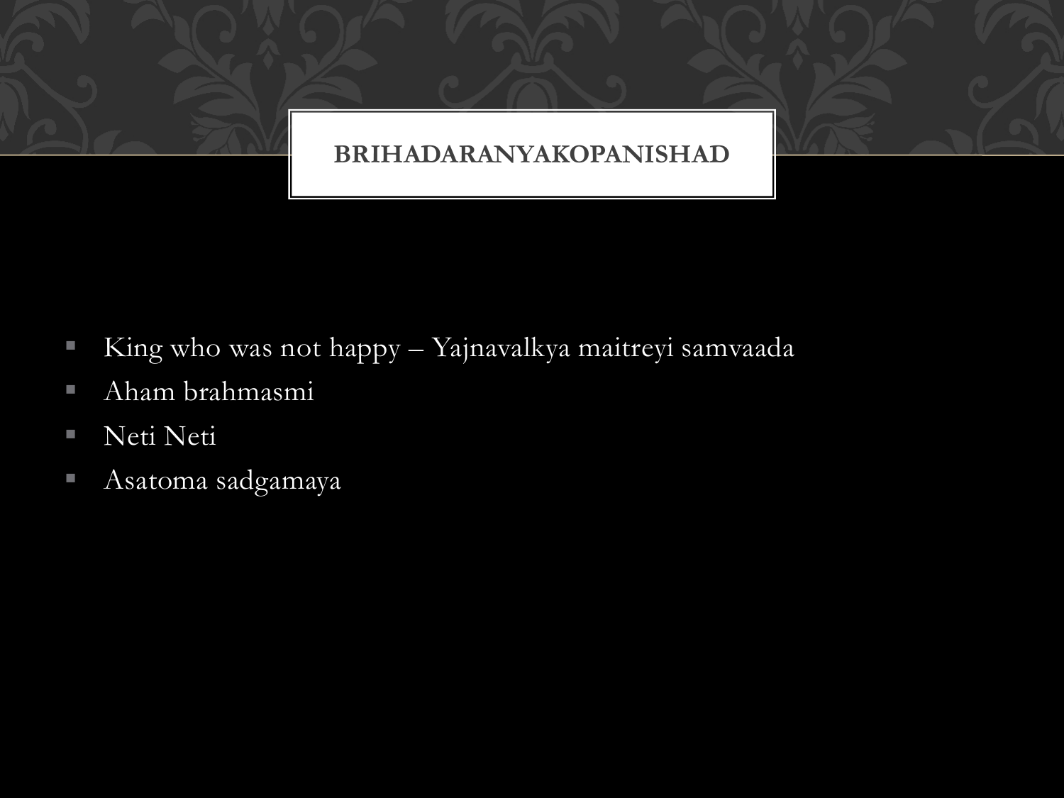# BRIHADARANYAKOPANISHAD

- King who was not happy – Yajnavalkya maitreyi samvaada
- Aham brahmasmi
- Neti Neti
- Asatoma sadgamaya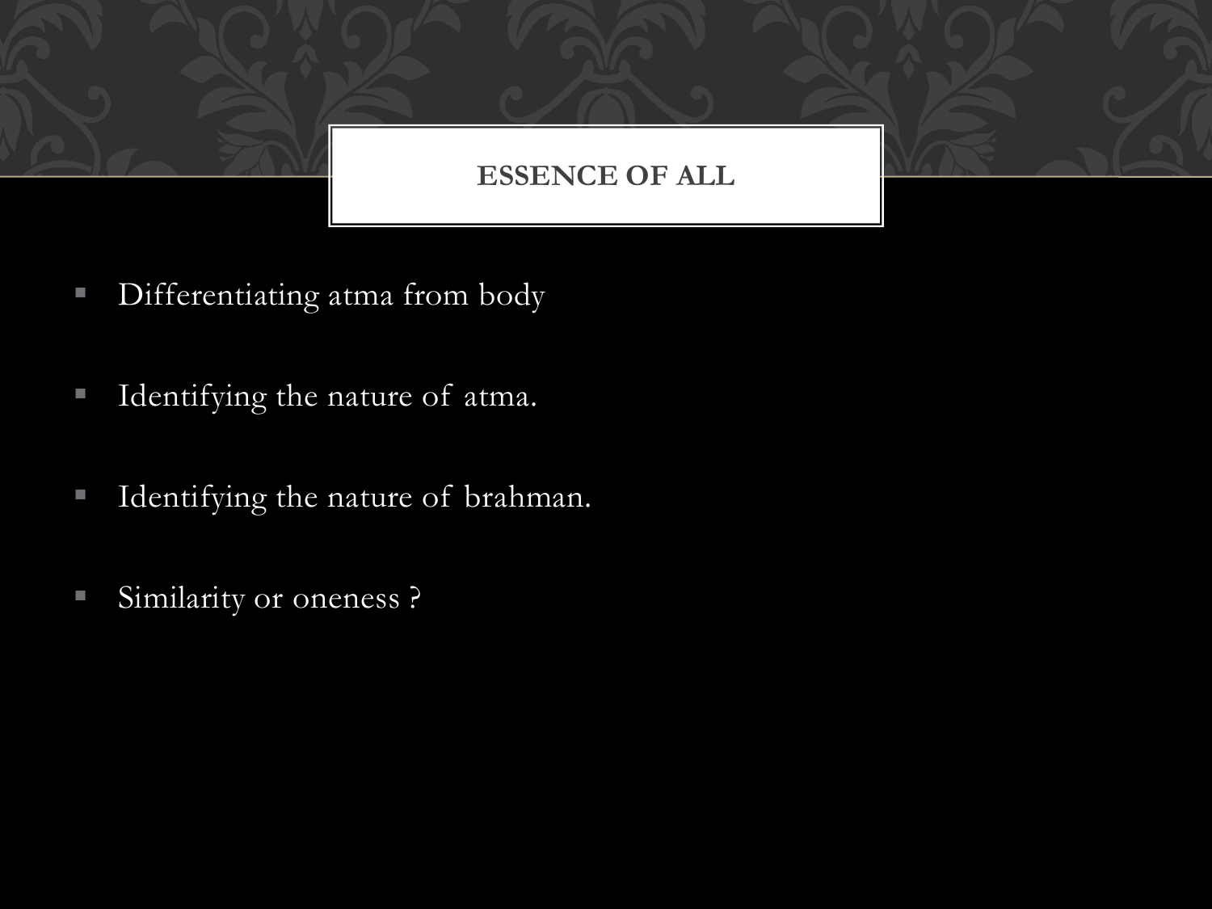## ESSENCE OF ALL

- Differentiating atma from body
- Identifying the nature of atma.
- Identifying the nature of brahman.
- Similarity or oneness ?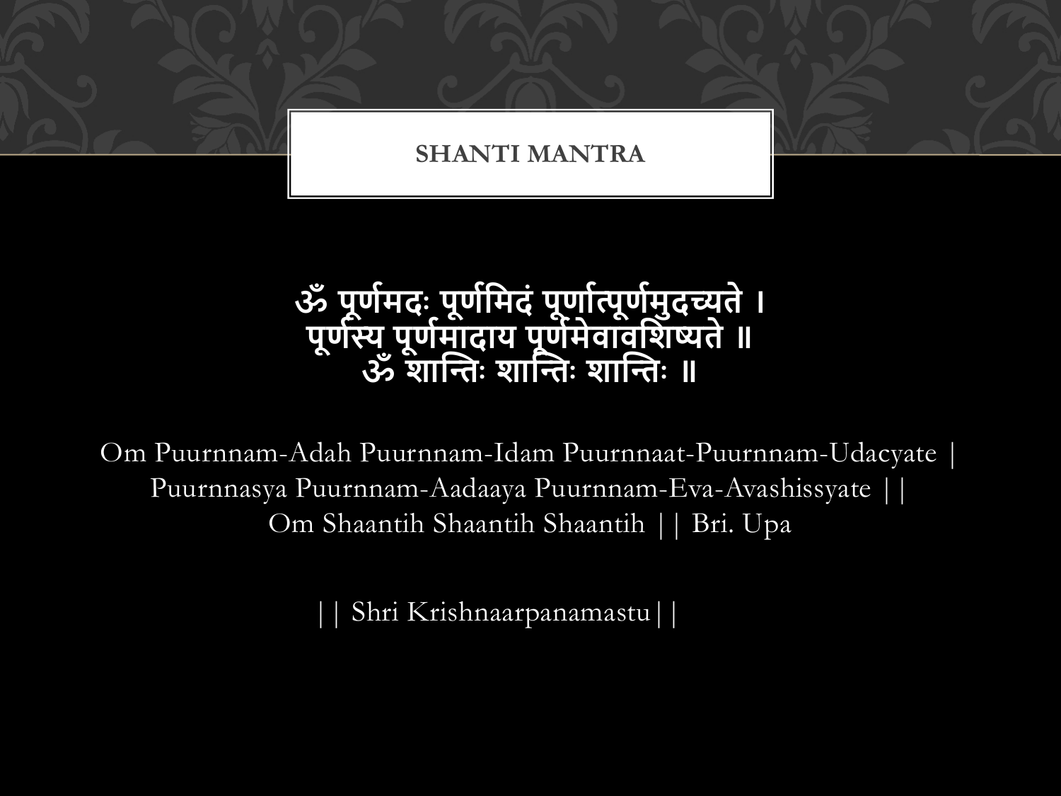# SHANTI MANTRA

ॐ पूर्णमदः पूर्णमिदं पूर्णात्पूर्णमुदच्यते ।
पूर्णस्य पूर्णमादाय पूर्णमेवावशिष्यते ॥
ॐ शान्तिः शान्तिः शान्तिः ॥

Om Puurnnam-Adah Puurnnam-Idam Puurnnaat-Puurnnam-Udacyate |
Puurnnasya Puurnnam-Aadaaya Puurnnam-Eva-Avashissyate ||
Om Shaantih Shaantih Shaantih || Bri. Upa

|| Shri Krishnaarpanamastu||